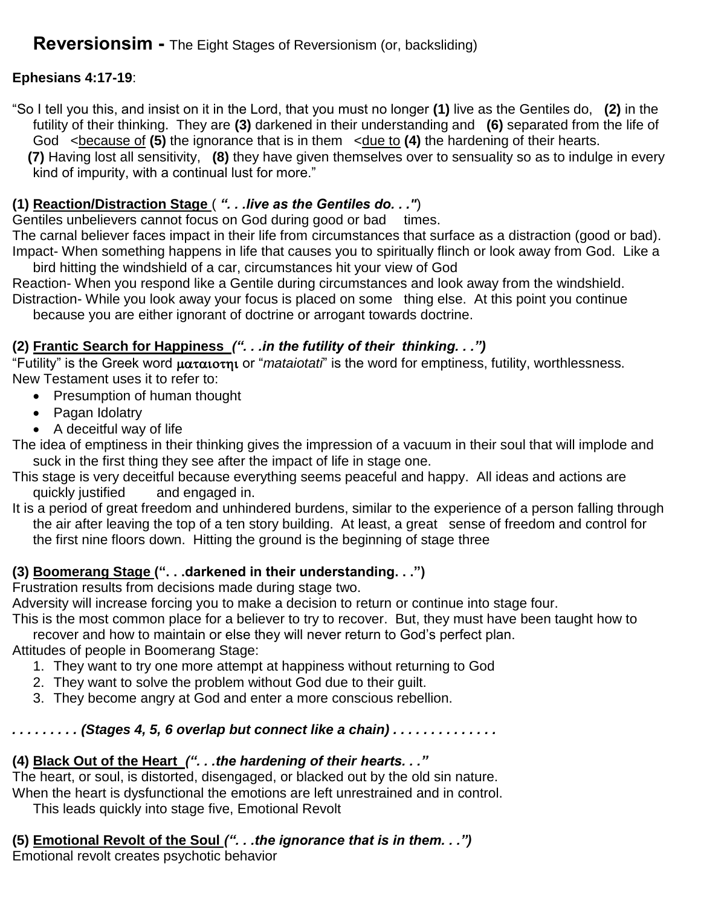# **Reversionsim -** The Eight Stages of Reversionism (or, backsliding)

**Ephesians 4:17-19**:

"So I tell you this, and insist on it in the Lord, that you must no longer **(1)** live as the Gentiles do, **(2)** in the futility of their thinking. They are **(3)** darkened in their understanding and **(6)** separated from the life of God <u>&lt;because of</u> **(5)** the ignorance that is in them <u>&lt;due to</u> **(4)** the hardening of their hearts. **(7)** Having lost all sensitivity, **(8)** they have given themselves over to sensuality so as to indulge in every kind of impurity, with a continual lust for more."

### **(1) <u>Reaction/Distraction Stage</u>** ( ***". . .live as the Gentiles do. . ."***)

Gentiles unbelievers cannot focus on God during good or bad times.

The carnal believer faces impact in their life from circumstances that surface as a distraction (good or bad).

Impact- When something happens in life that causes you to spiritually flinch or look away from God. Like a bird hitting the windshield of a car, circumstances hit your view of God

Reaction- When you respond like a Gentile during circumstances and look away from the windshield.

Distraction- While you look away your focus is placed on some thing else. At this point you continue because you are either ignorant of doctrine or arrogant towards doctrine.

### **(2) <u>Frantic Search for Happiness</u>** ***(". . .in the futility of their thinking. . .")***

"Futility" is the Greek word ματαιοτηι or "*mataiotati*" is the word for emptiness, futility, worthlessness. New Testament uses it to refer to:

- Presumption of human thought
- Pagan Idolatry
- A deceitful way of life

The idea of emptiness in their thinking gives the impression of a vacuum in their soul that will implode and suck in the first thing they see after the impact of life in stage one.

This stage is very deceitful because everything seems peaceful and happy. All ideas and actions are quickly justified and engaged in.

It is a period of great freedom and unhindered burdens, similar to the experience of a person falling through the air after leaving the top of a ten story building. At least, a great sense of freedom and control for the first nine floors down. Hitting the ground is the beginning of stage three

### **(3) <u>Boomerang Stage</u> (". . .darkened in their understanding. . .")**

Frustration results from decisions made during stage two.

Adversity will increase forcing you to make a decision to return or continue into stage four.

This is the most common place for a believer to try to recover. But, they must have been taught how to recover and how to maintain or else they will never return to God's perfect plan.

Attitudes of people in Boomerang Stage:

1. They want to try one more attempt at happiness without returning to God
2. They want to solve the problem without God due to their guilt.
3. They become angry at God and enter a more conscious rebellion.

***. . . . . . . . . (Stages 4, 5, 6 overlap but connect like a chain) . . . . . . . . . . . . .***

### **(4) <u>Black Out of the Heart</u>** ***(". . .the hardening of their hearts. . ."***

The heart, or soul, is distorted, disengaged, or blacked out by the old sin nature.

When the heart is dysfunctional the emotions are left unrestrained and in control.

This leads quickly into stage five, Emotional Revolt

### **(5) <u>Emotional Revolt of the Soul</u>** ***(". . .the ignorance that is in them. . .")***

Emotional revolt creates psychotic behavior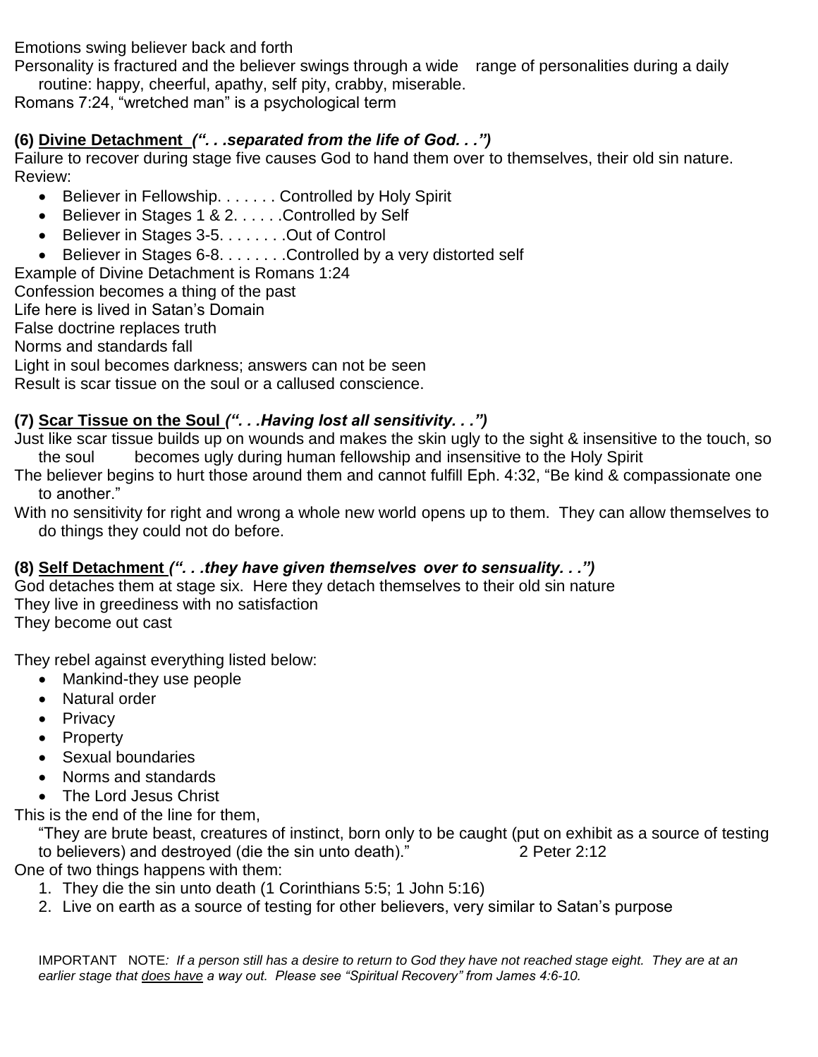Emotions swing believer back and forth

Personality is fractured and the believer swings through a wide range of personalities during a daily routine: happy, cheerful, apathy, self pity, crabby, miserable.

Romans 7:24, "wretched man" is a psychological term

**(6) <u>Divine Detachment</u>** ***(". . .separated from the life of God. . .")***

Failure to recover during stage five causes God to hand them over to themselves, their old sin nature.

Review:

- Believer in Fellowship. . . . . . . Controlled by Holy Spirit
- Believer in Stages 1 & 2. . . . . .Controlled by Self
- Believer in Stages 3-5. . . . . . . .Out of Control
- Believer in Stages 6-8. . . . . . . .Controlled by a very distorted self

Example of Divine Detachment is Romans 1:24

Confession becomes a thing of the past

Life here is lived in Satan's Domain

False doctrine replaces truth

Norms and standards fall

Light in soul becomes darkness; answers can not be seen

Result is scar tissue on the soul or a callused conscience.

**(7) <u>Scar Tissue on the Soul</u>** ***(". . .Having lost all sensitivity. . .")***

Just like scar tissue builds up on wounds and makes the skin ugly to the sight & insensitive to the touch, so the soul becomes ugly during human fellowship and insensitive to the Holy Spirit

The believer begins to hurt those around them and cannot fulfill Eph. 4:32, "Be kind & compassionate one to another."

With no sensitivity for right and wrong a whole new world opens up to them. They can allow themselves to do things they could not do before.

**(8) <u>Self Detachment</u>** ***(". . .they have given themselves over to sensuality. . .")***

God detaches them at stage six. Here they detach themselves to their old sin nature

They live in greediness with no satisfaction

They become out cast

They rebel against everything listed below:

- Mankind-they use people
- Natural order
- Privacy
- Property
- Sexual boundaries
- Norms and standards
- The Lord Jesus Christ

This is the end of the line for them,

"They are brute beast, creatures of instinct, born only to be caught (put on exhibit as a source of testing to believers) and destroyed (die the sin unto death)." 2 Peter 2:12

One of two things happens with them:

1. They die the sin unto death (1 Corinthians 5:5; 1 John 5:16)
2. Live on earth as a source of testing for other believers, very similar to Satan's purpose

IMPORTANT NOTE*: If a person still has a desire to return to God they have not reached stage eight. They are at an earlier stage that <u>does have</u> a way out. Please see "Spiritual Recovery" from James 4:6-10.*